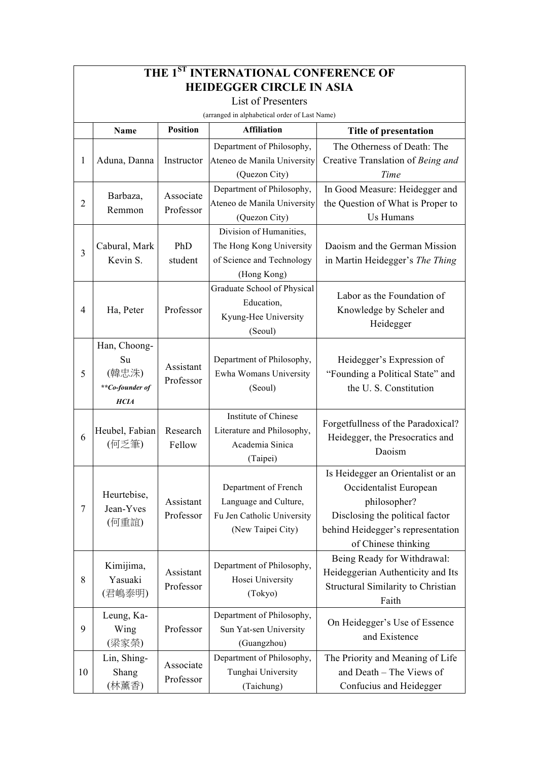# THE 1[ST] INTERNATIONAL CONFERENCE OF HEIDEGGER CIRCLE IN ASIA

List of Presenters

(arranged in alphabetical order of Last Name)

| | Name | Position | Affiliation | Title of presentation |
|---|---|---|---|---|
| 1 | Aduna, Danna | Instructor | Department of Philosophy, Ateneo de Manila University (Quezon City) | The Otherness of Death: The Creative Translation of *Being and Time* |
| 2 | Barbaza, Remmon | Associate Professor | Department of Philosophy, Ateneo de Manila University (Quezon City) | In Good Measure: Heidegger and the Question of What is Proper to Us Humans |
| 3 | Cabural, Mark Kevin S. | PhD student | Division of Humanities, The Hong Kong University of Science and Technology (Hong Kong) | Daoism and the German Mission in Martin Heidegger's *The Thing* |
| 4 | Ha, Peter | Professor | Graduate School of Physical Education, Kyung-Hee University (Seoul) | Labor as the Foundation of Knowledge by Scheler and Heidegger |
| 5 | Han, Choong-Su (韓忠洙) ***\*\*Co-founder of HCIA*** | Assistant Professor | Department of Philosophy, Ewha Womans University (Seoul) | Heidegger's Expression of "Founding a Political State" and the U. S. Constitution |
| 6 | Heubel, Fabian (何乏筆) | Research Fellow | Institute of Chinese Literature and Philosophy, Academia Sinica (Taipei) | Forgetfullness of the Paradoxical? Heidegger, the Presocratics and Daoism |
| 7 | Heurtebise, Jean-Yves (何重誼) | Assistant Professor | Department of French Language and Culture, Fu Jen Catholic University (New Taipei City) | Is Heidegger an Orientalist or an Occidentalist European philosopher? Disclosing the political factor behind Heidegger's representation of Chinese thinking |
| 8 | Kimijima, Yasuaki (君嶋泰明) | Assistant Professor | Department of Philosophy, Hosei University (Tokyo) | Being Ready for Withdrawal: Heideggerian Authenticity and Its Structural Similarity to Christian Faith |
| 9 | Leung, Ka-Wing (梁家榮) | Professor | Department of Philosophy, Sun Yat-sen University (Guangzhou) | On Heidegger's Use of Essence and Existence |
| 10 | Lin, Shing-Shang (林薰香) | Associate Professor | Department of Philosophy, Tunghai University (Taichung) | The Priority and Meaning of Life and Death – The Views of Confucius and Heidegger |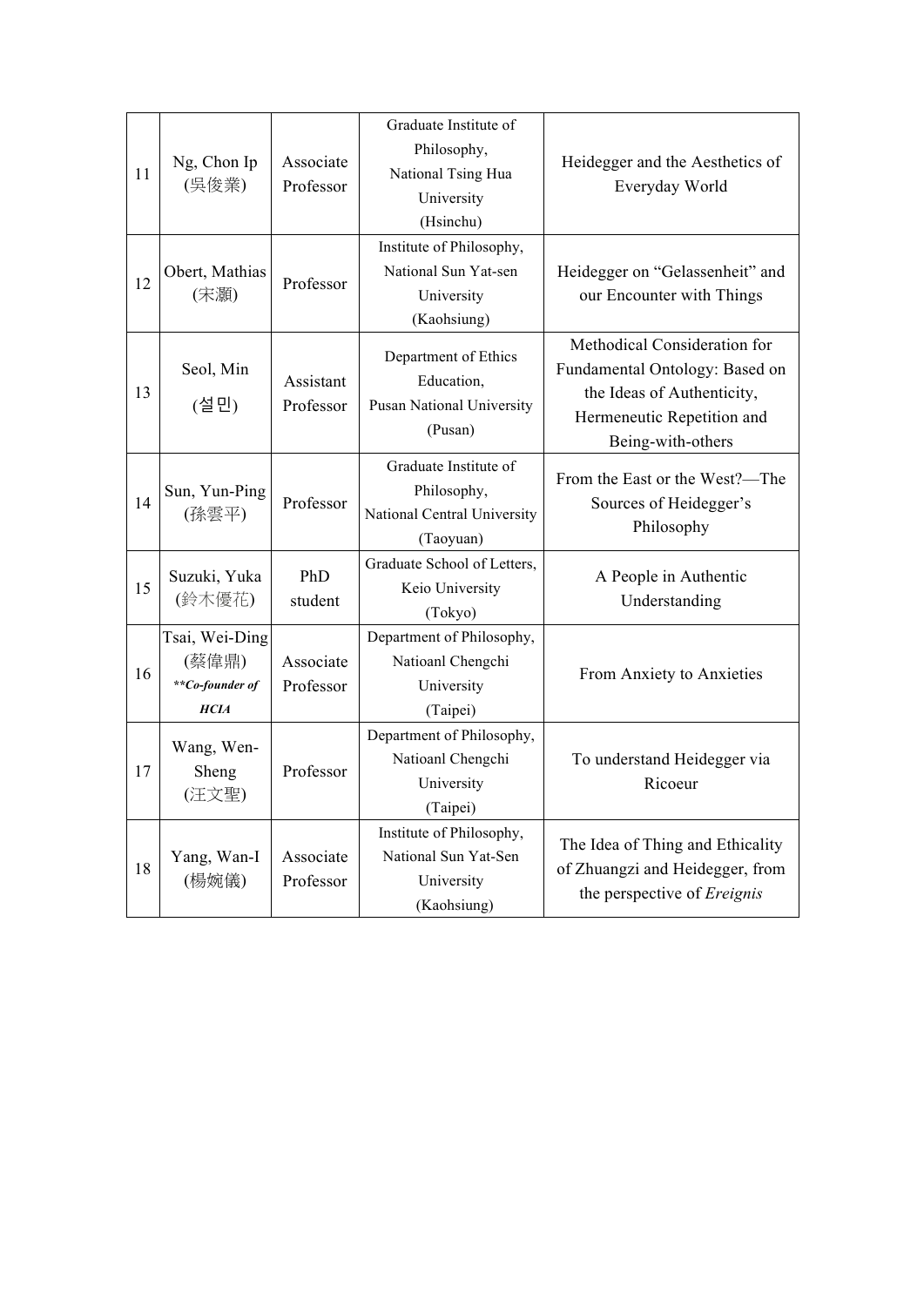| | | | | |
|---|---|---|---|---|
| 11 | Ng, Chon Ip (吳俊業) | Associate Professor | Graduate Institute of Philosophy, National Tsing Hua University (Hsinchu) | Heidegger and the Aesthetics of Everyday World |
| 12 | Obert, Mathias (宋灝) | Professor | Institute of Philosophy, National Sun Yat-sen University (Kaohsiung) | Heidegger on "Gelassenheit" and our Encounter with Things |
| 13 | Seol, Min (설민) | Assistant Professor | Department of Ethics Education, Pusan National University (Pusan) | Methodical Consideration for Fundamental Ontology: Based on the Ideas of Authenticity, Hermeneutic Repetition and Being-with-others |
| 14 | Sun, Yun-Ping (孫雲平) | Professor | Graduate Institute of Philosophy, National Central University (Taoyuan) | From the East or the West?—The Sources of Heidegger's Philosophy |
| 15 | Suzuki, Yuka (鈴木優花) | PhD student | Graduate School of Letters, Keio University (Tokyo) | A People in Authentic Understanding |
| 16 | Tsai, Wei-Ding (蔡偉鼎) ***\*\*Co-founder of HCIA*** | Associate Professor | Department of Philosophy, Natioanl Chengchi University (Taipei) | From Anxiety to Anxieties |
| 17 | Wang, Wen-Sheng (汪文聖) | Professor | Department of Philosophy, Natioanl Chengchi University (Taipei) | To understand Heidegger via Ricoeur |
| 18 | Yang, Wan-I (楊婉儀) | Associate Professor | Institute of Philosophy, National Sun Yat-Sen University (Kaohsiung) | The Idea of Thing and Ethicality of Zhuangzi and Heidegger, from the perspective of *Ereignis* |